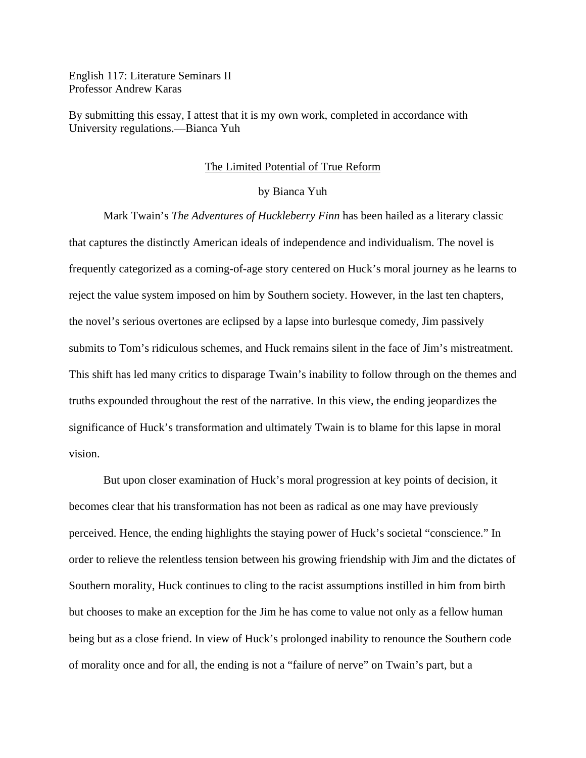English 117: Literature Seminars II
Professor Andrew Karas

By submitting this essay, I attest that it is my own work, completed in accordance with University regulations.—Bianca Yuh

# The Limited Potential of True Reform

by Bianca Yuh

Mark Twain's *The Adventures of Huckleberry Finn* has been hailed as a literary classic that captures the distinctly American ideals of independence and individualism. The novel is frequently categorized as a coming-of-age story centered on Huck's moral journey as he learns to reject the value system imposed on him by Southern society. However, in the last ten chapters, the novel's serious overtones are eclipsed by a lapse into burlesque comedy, Jim passively submits to Tom's ridiculous schemes, and Huck remains silent in the face of Jim's mistreatment. This shift has led many critics to disparage Twain's inability to follow through on the themes and truths expounded throughout the rest of the narrative. In this view, the ending jeopardizes the significance of Huck's transformation and ultimately Twain is to blame for this lapse in moral vision.

But upon closer examination of Huck's moral progression at key points of decision, it becomes clear that his transformation has not been as radical as one may have previously perceived. Hence, the ending highlights the staying power of Huck's societal "conscience." In order to relieve the relentless tension between his growing friendship with Jim and the dictates of Southern morality, Huck continues to cling to the racist assumptions instilled in him from birth but chooses to make an exception for the Jim he has come to value not only as a fellow human being but as a close friend. In view of Huck's prolonged inability to renounce the Southern code of morality once and for all, the ending is not a "failure of nerve" on Twain's part, but a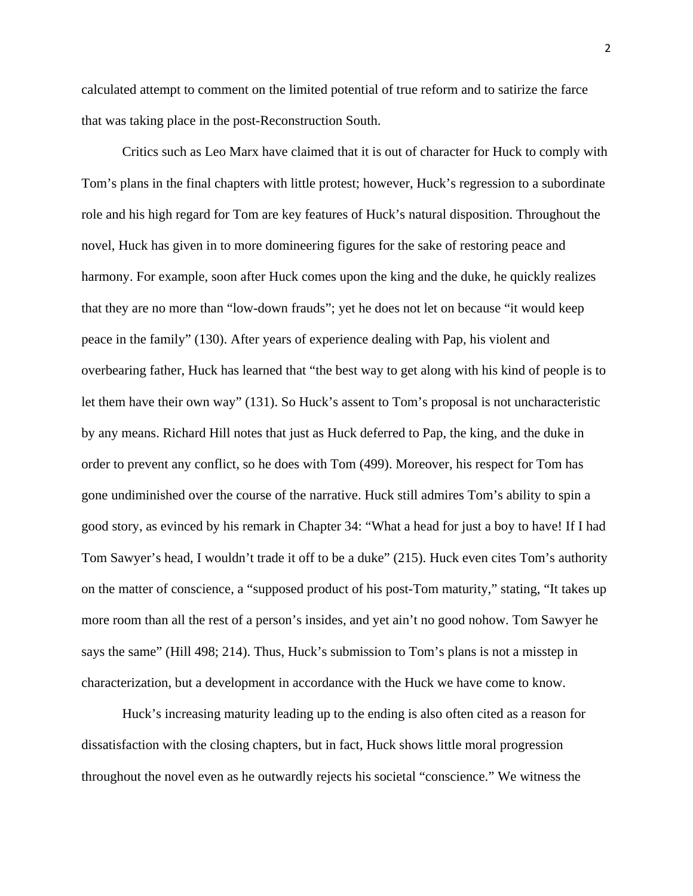calculated attempt to comment on the limited potential of true reform and to satirize the farce that was taking place in the post-Reconstruction South.

Critics such as Leo Marx have claimed that it is out of character for Huck to comply with Tom's plans in the final chapters with little protest; however, Huck's regression to a subordinate role and his high regard for Tom are key features of Huck's natural disposition. Throughout the novel, Huck has given in to more domineering figures for the sake of restoring peace and harmony. For example, soon after Huck comes upon the king and the duke, he quickly realizes that they are no more than "low-down frauds"; yet he does not let on because "it would keep peace in the family" (130). After years of experience dealing with Pap, his violent and overbearing father, Huck has learned that "the best way to get along with his kind of people is to let them have their own way" (131). So Huck's assent to Tom's proposal is not uncharacteristic by any means. Richard Hill notes that just as Huck deferred to Pap, the king, and the duke in order to prevent any conflict, so he does with Tom (499). Moreover, his respect for Tom has gone undiminished over the course of the narrative. Huck still admires Tom's ability to spin a good story, as evinced by his remark in Chapter 34: "What a head for just a boy to have! If I had Tom Sawyer's head, I wouldn't trade it off to be a duke" (215). Huck even cites Tom's authority on the matter of conscience, a "supposed product of his post-Tom maturity," stating, "It takes up more room than all the rest of a person's insides, and yet ain't no good nohow. Tom Sawyer he says the same" (Hill 498; 214). Thus, Huck's submission to Tom's plans is not a misstep in characterization, but a development in accordance with the Huck we have come to know.

Huck's increasing maturity leading up to the ending is also often cited as a reason for dissatisfaction with the closing chapters, but in fact, Huck shows little moral progression throughout the novel even as he outwardly rejects his societal "conscience." We witness the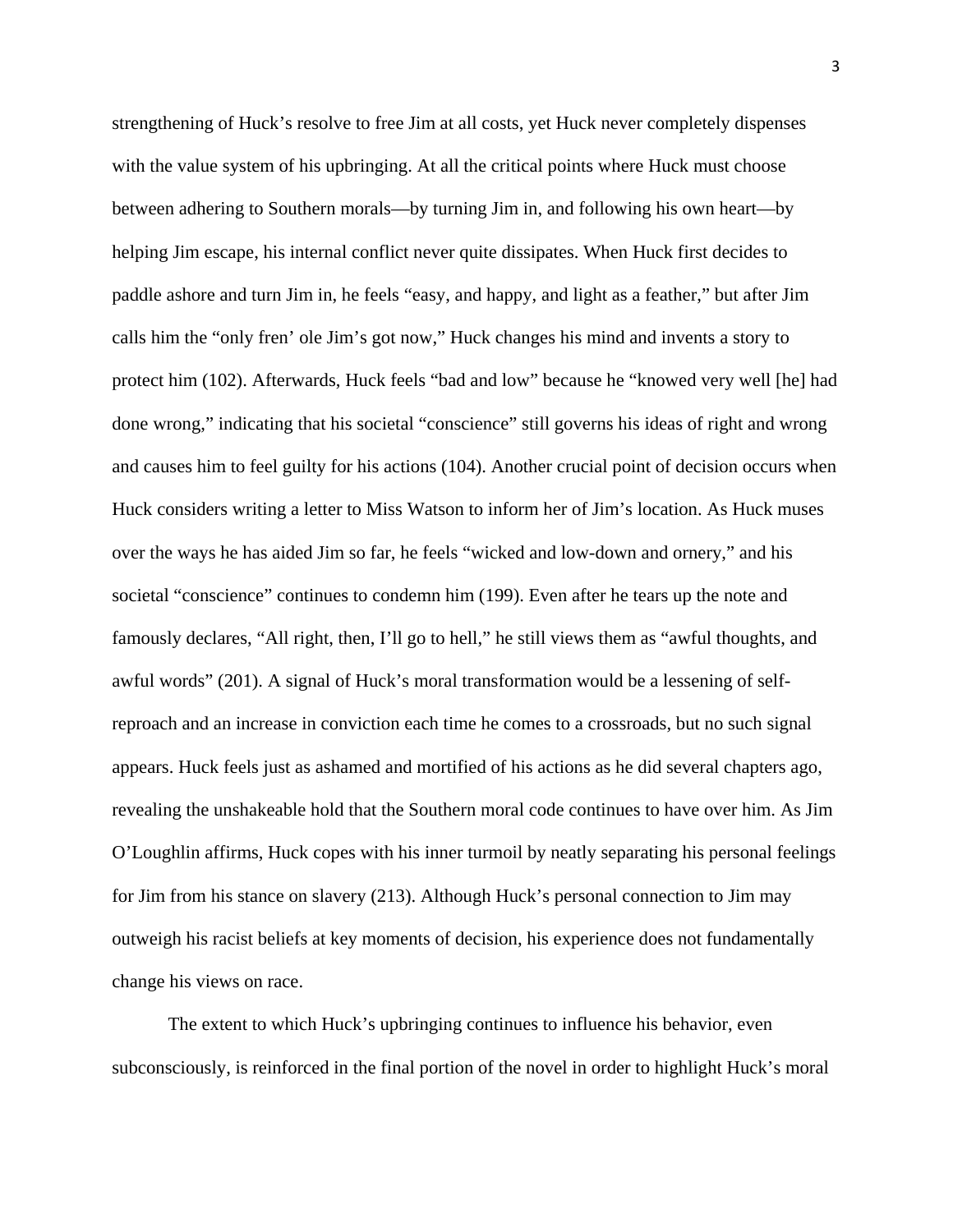strengthening of Huck's resolve to free Jim at all costs, yet Huck never completely dispenses with the value system of his upbringing. At all the critical points where Huck must choose between adhering to Southern morals—by turning Jim in, and following his own heart—by helping Jim escape, his internal conflict never quite dissipates. When Huck first decides to paddle ashore and turn Jim in, he feels "easy, and happy, and light as a feather," but after Jim calls him the "only fren' ole Jim's got now," Huck changes his mind and invents a story to protect him (102). Afterwards, Huck feels "bad and low" because he "knowed very well [he] had done wrong," indicating that his societal "conscience" still governs his ideas of right and wrong and causes him to feel guilty for his actions (104). Another crucial point of decision occurs when Huck considers writing a letter to Miss Watson to inform her of Jim's location. As Huck muses over the ways he has aided Jim so far, he feels "wicked and low-down and ornery," and his societal "conscience" continues to condemn him (199). Even after he tears up the note and famously declares, "All right, then, I'll go to hell," he still views them as "awful thoughts, and awful words" (201). A signal of Huck's moral transformation would be a lessening of self-reproach and an increase in conviction each time he comes to a crossroads, but no such signal appears. Huck feels just as ashamed and mortified of his actions as he did several chapters ago, revealing the unshakeable hold that the Southern moral code continues to have over him. As Jim O'Loughlin affirms, Huck copes with his inner turmoil by neatly separating his personal feelings for Jim from his stance on slavery (213). Although Huck's personal connection to Jim may outweigh his racist beliefs at key moments of decision, his experience does not fundamentally change his views on race.

The extent to which Huck's upbringing continues to influence his behavior, even subconsciously, is reinforced in the final portion of the novel in order to highlight Huck's moral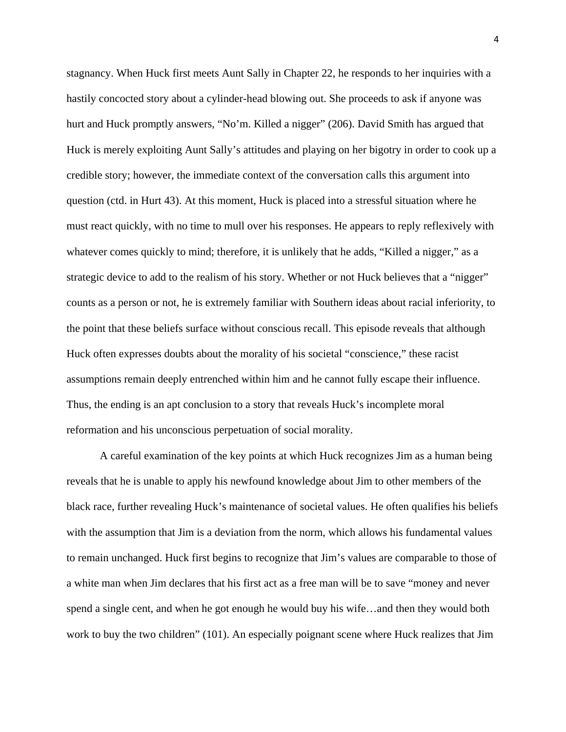stagnancy. When Huck first meets Aunt Sally in Chapter 22, he responds to her inquiries with a hastily concocted story about a cylinder-head blowing out. She proceeds to ask if anyone was hurt and Huck promptly answers, "No'm. Killed a nigger" (206). David Smith has argued that Huck is merely exploiting Aunt Sally's attitudes and playing on her bigotry in order to cook up a credible story; however, the immediate context of the conversation calls this argument into question (ctd. in Hurt 43). At this moment, Huck is placed into a stressful situation where he must react quickly, with no time to mull over his responses. He appears to reply reflexively with whatever comes quickly to mind; therefore, it is unlikely that he adds, "Killed a nigger," as a strategic device to add to the realism of his story. Whether or not Huck believes that a "nigger" counts as a person or not, he is extremely familiar with Southern ideas about racial inferiority, to the point that these beliefs surface without conscious recall. This episode reveals that although Huck often expresses doubts about the morality of his societal "conscience," these racist assumptions remain deeply entrenched within him and he cannot fully escape their influence. Thus, the ending is an apt conclusion to a story that reveals Huck's incomplete moral reformation and his unconscious perpetuation of social morality.

A careful examination of the key points at which Huck recognizes Jim as a human being reveals that he is unable to apply his newfound knowledge about Jim to other members of the black race, further revealing Huck's maintenance of societal values. He often qualifies his beliefs with the assumption that Jim is a deviation from the norm, which allows his fundamental values to remain unchanged. Huck first begins to recognize that Jim's values are comparable to those of a white man when Jim declares that his first act as a free man will be to save "money and never spend a single cent, and when he got enough he would buy his wife…and then they would both work to buy the two children" (101). An especially poignant scene where Huck realizes that Jim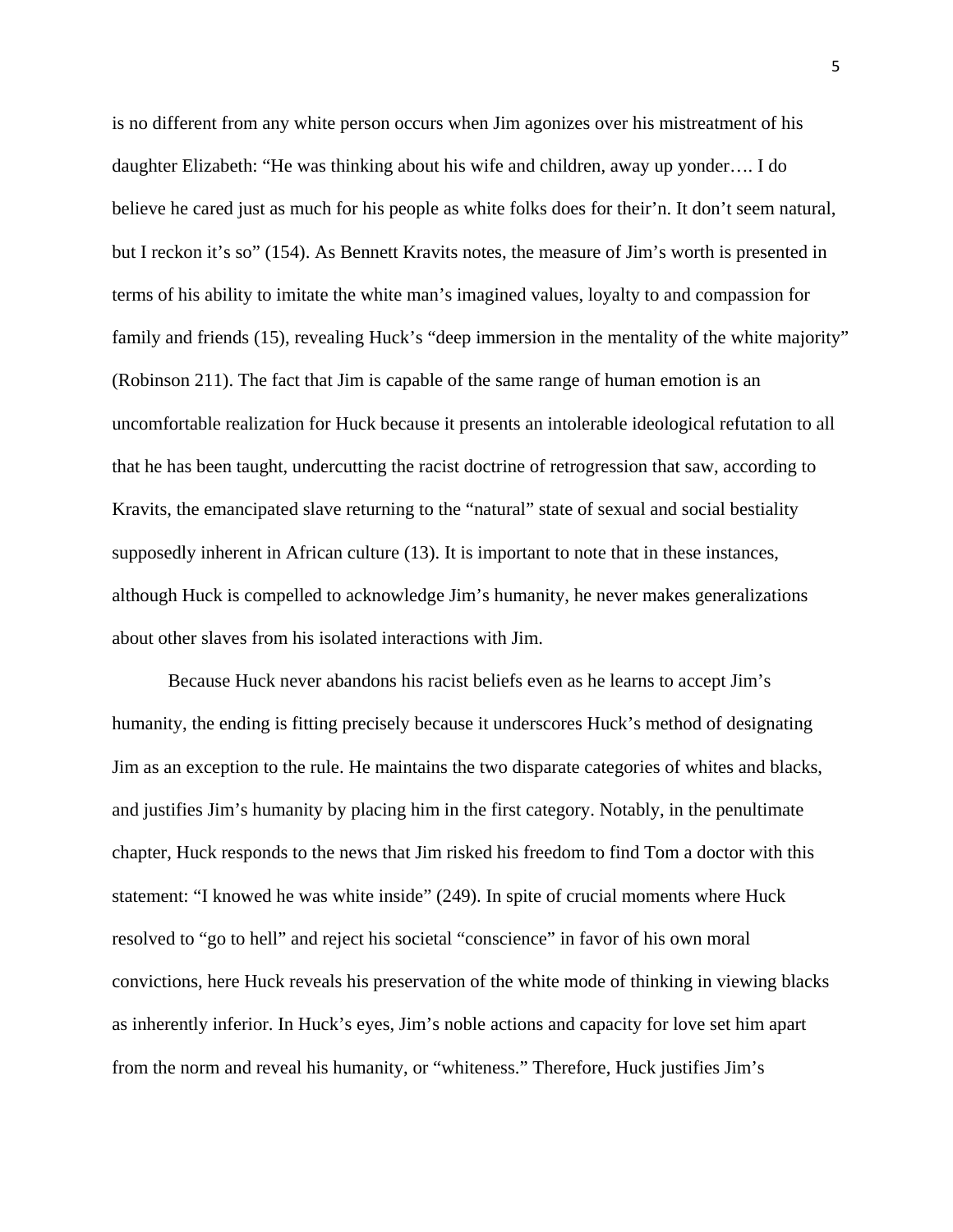is no different from any white person occurs when Jim agonizes over his mistreatment of his daughter Elizabeth: "He was thinking about his wife and children, away up yonder…. I do believe he cared just as much for his people as white folks does for their'n. It don't seem natural, but I reckon it's so" (154). As Bennett Kravits notes, the measure of Jim's worth is presented in terms of his ability to imitate the white man's imagined values, loyalty to and compassion for family and friends (15), revealing Huck's "deep immersion in the mentality of the white majority" (Robinson 211). The fact that Jim is capable of the same range of human emotion is an uncomfortable realization for Huck because it presents an intolerable ideological refutation to all that he has been taught, undercutting the racist doctrine of retrogression that saw, according to Kravits, the emancipated slave returning to the "natural" state of sexual and social bestiality supposedly inherent in African culture (13). It is important to note that in these instances, although Huck is compelled to acknowledge Jim's humanity, he never makes generalizations about other slaves from his isolated interactions with Jim.

Because Huck never abandons his racist beliefs even as he learns to accept Jim's humanity, the ending is fitting precisely because it underscores Huck's method of designating Jim as an exception to the rule. He maintains the two disparate categories of whites and blacks, and justifies Jim's humanity by placing him in the first category. Notably, in the penultimate chapter, Huck responds to the news that Jim risked his freedom to find Tom a doctor with this statement: "I knowed he was white inside" (249). In spite of crucial moments where Huck resolved to "go to hell" and reject his societal "conscience" in favor of his own moral convictions, here Huck reveals his preservation of the white mode of thinking in viewing blacks as inherently inferior. In Huck's eyes, Jim's noble actions and capacity for love set him apart from the norm and reveal his humanity, or "whiteness." Therefore, Huck justifies Jim's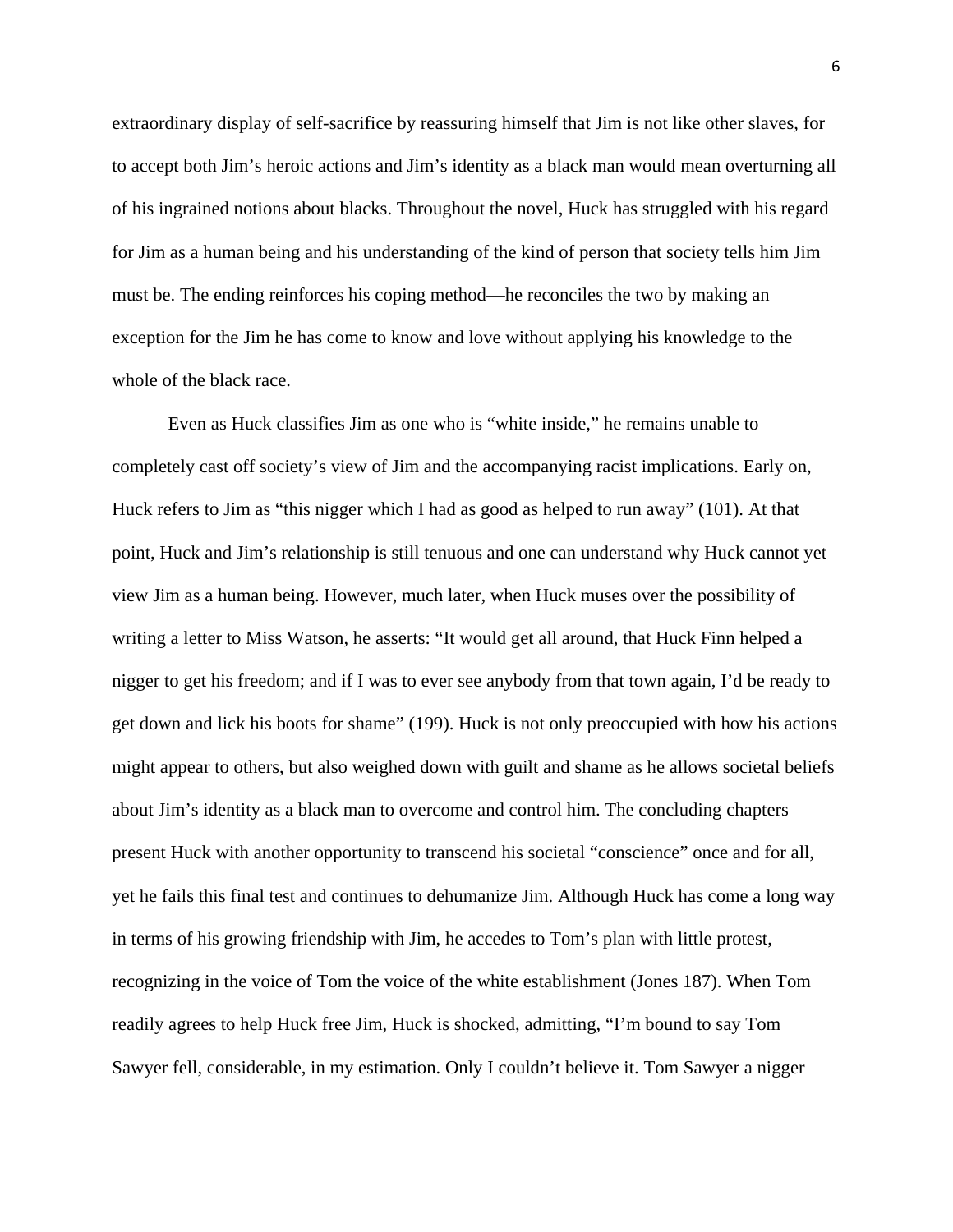extraordinary display of self-sacrifice by reassuring himself that Jim is not like other slaves, for to accept both Jim's heroic actions and Jim's identity as a black man would mean overturning all of his ingrained notions about blacks. Throughout the novel, Huck has struggled with his regard for Jim as a human being and his understanding of the kind of person that society tells him Jim must be. The ending reinforces his coping method—he reconciles the two by making an exception for the Jim he has come to know and love without applying his knowledge to the whole of the black race.

Even as Huck classifies Jim as one who is "white inside," he remains unable to completely cast off society's view of Jim and the accompanying racist implications. Early on, Huck refers to Jim as "this nigger which I had as good as helped to run away" (101). At that point, Huck and Jim's relationship is still tenuous and one can understand why Huck cannot yet view Jim as a human being. However, much later, when Huck muses over the possibility of writing a letter to Miss Watson, he asserts: "It would get all around, that Huck Finn helped a nigger to get his freedom; and if I was to ever see anybody from that town again, I'd be ready to get down and lick his boots for shame" (199). Huck is not only preoccupied with how his actions might appear to others, but also weighed down with guilt and shame as he allows societal beliefs about Jim's identity as a black man to overcome and control him. The concluding chapters present Huck with another opportunity to transcend his societal "conscience" once and for all, yet he fails this final test and continues to dehumanize Jim. Although Huck has come a long way in terms of his growing friendship with Jim, he accedes to Tom's plan with little protest, recognizing in the voice of Tom the voice of the white establishment (Jones 187). When Tom readily agrees to help Huck free Jim, Huck is shocked, admitting, "I'm bound to say Tom Sawyer fell, considerable, in my estimation. Only I couldn't believe it. Tom Sawyer a nigger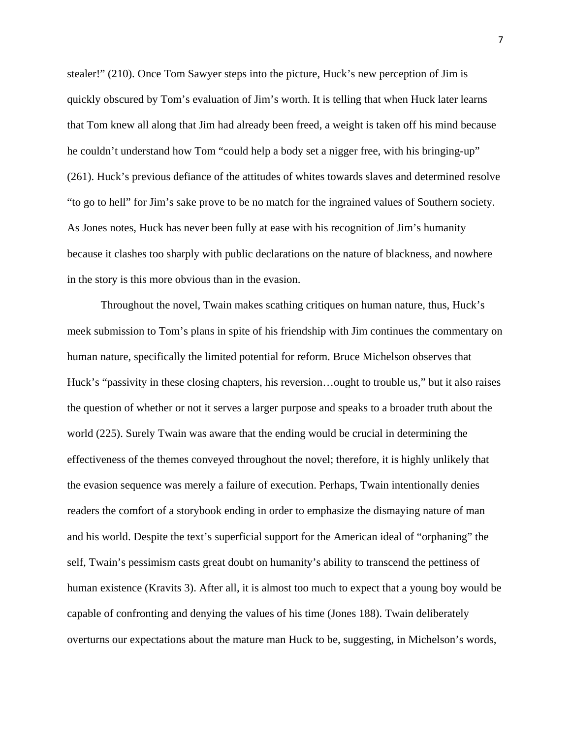stealer!" (210). Once Tom Sawyer steps into the picture, Huck's new perception of Jim is quickly obscured by Tom's evaluation of Jim's worth. It is telling that when Huck later learns that Tom knew all along that Jim had already been freed, a weight is taken off his mind because he couldn't understand how Tom "could help a body set a nigger free, with his bringing-up" (261). Huck's previous defiance of the attitudes of whites towards slaves and determined resolve "to go to hell" for Jim's sake prove to be no match for the ingrained values of Southern society. As Jones notes, Huck has never been fully at ease with his recognition of Jim's humanity because it clashes too sharply with public declarations on the nature of blackness, and nowhere in the story is this more obvious than in the evasion.

Throughout the novel, Twain makes scathing critiques on human nature, thus, Huck's meek submission to Tom's plans in spite of his friendship with Jim continues the commentary on human nature, specifically the limited potential for reform. Bruce Michelson observes that Huck's "passivity in these closing chapters, his reversion…ought to trouble us," but it also raises the question of whether or not it serves a larger purpose and speaks to a broader truth about the world (225). Surely Twain was aware that the ending would be crucial in determining the effectiveness of the themes conveyed throughout the novel; therefore, it is highly unlikely that the evasion sequence was merely a failure of execution. Perhaps, Twain intentionally denies readers the comfort of a storybook ending in order to emphasize the dismaying nature of man and his world. Despite the text's superficial support for the American ideal of "orphaning" the self, Twain's pessimism casts great doubt on humanity's ability to transcend the pettiness of human existence (Kravits 3). After all, it is almost too much to expect that a young boy would be capable of confronting and denying the values of his time (Jones 188). Twain deliberately overturns our expectations about the mature man Huck to be, suggesting, in Michelson's words,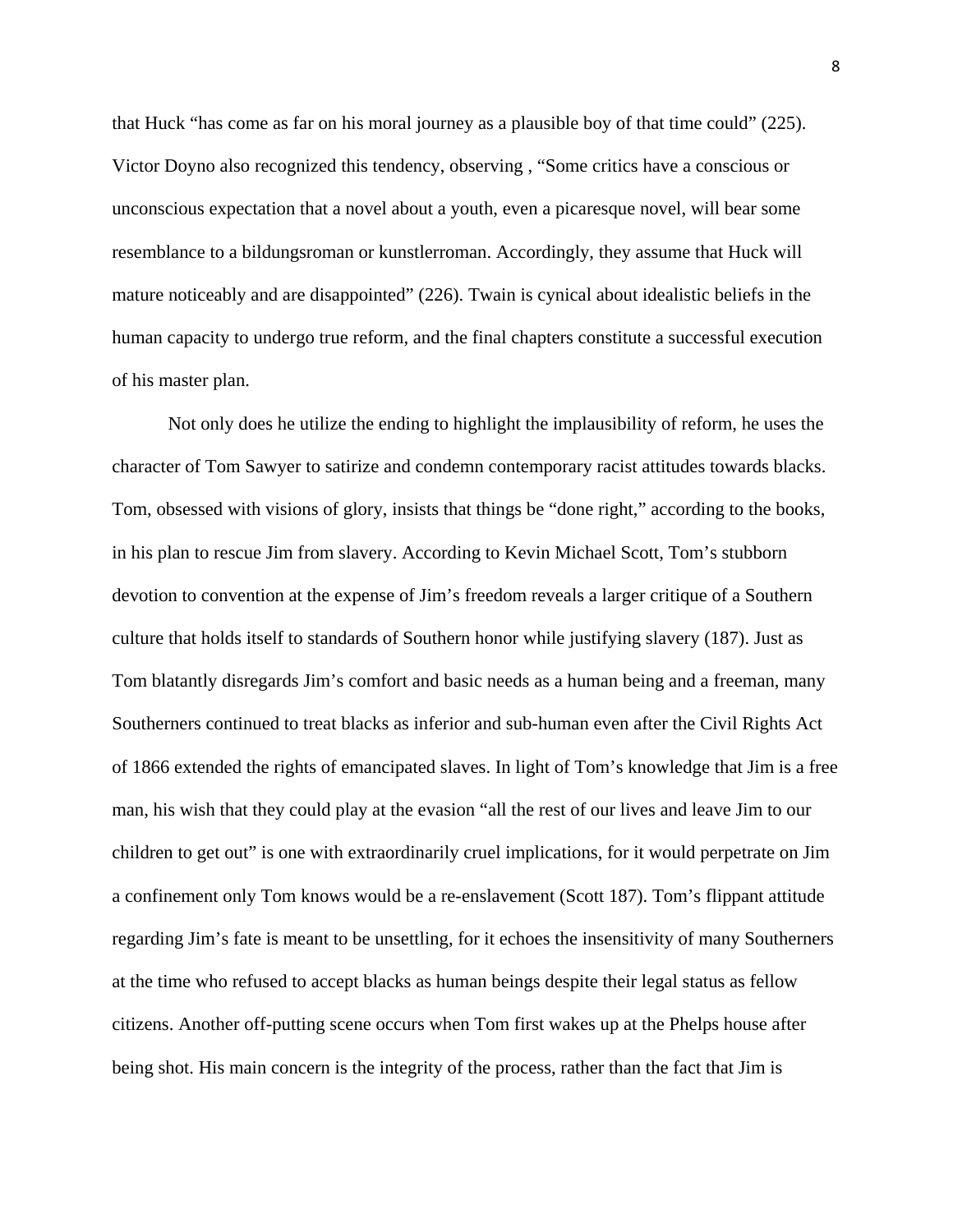that Huck "has come as far on his moral journey as a plausible boy of that time could" (225). Victor Doyno also recognized this tendency, observing , "Some critics have a conscious or unconscious expectation that a novel about a youth, even a picaresque novel, will bear some resemblance to a bildungsroman or kunstlerroman. Accordingly, they assume that Huck will mature noticeably and are disappointed" (226). Twain is cynical about idealistic beliefs in the human capacity to undergo true reform, and the final chapters constitute a successful execution of his master plan.

Not only does he utilize the ending to highlight the implausibility of reform, he uses the character of Tom Sawyer to satirize and condemn contemporary racist attitudes towards blacks. Tom, obsessed with visions of glory, insists that things be "done right," according to the books, in his plan to rescue Jim from slavery. According to Kevin Michael Scott, Tom's stubborn devotion to convention at the expense of Jim's freedom reveals a larger critique of a Southern culture that holds itself to standards of Southern honor while justifying slavery (187). Just as Tom blatantly disregards Jim's comfort and basic needs as a human being and a freeman, many Southerners continued to treat blacks as inferior and sub-human even after the Civil Rights Act of 1866 extended the rights of emancipated slaves. In light of Tom's knowledge that Jim is a free man, his wish that they could play at the evasion "all the rest of our lives and leave Jim to our children to get out" is one with extraordinarily cruel implications, for it would perpetrate on Jim a confinement only Tom knows would be a re-enslavement (Scott 187). Tom's flippant attitude regarding Jim's fate is meant to be unsettling, for it echoes the insensitivity of many Southerners at the time who refused to accept blacks as human beings despite their legal status as fellow citizens. Another off-putting scene occurs when Tom first wakes up at the Phelps house after being shot. His main concern is the integrity of the process, rather than the fact that Jim is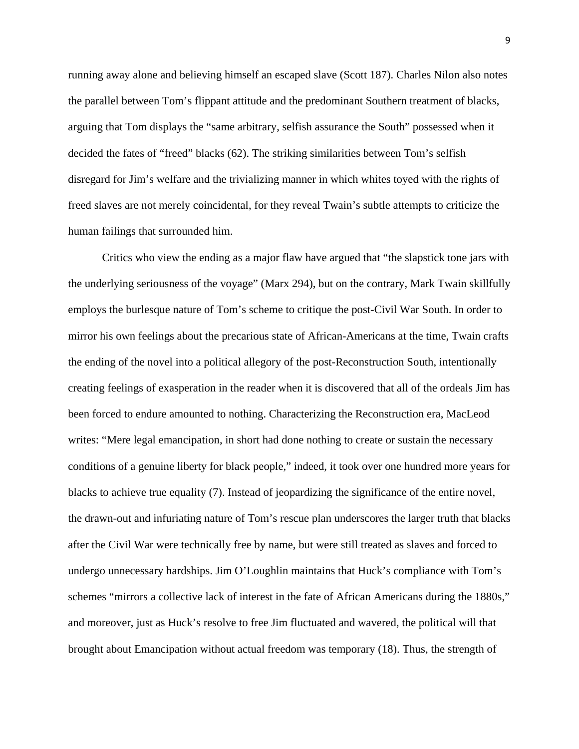running away alone and believing himself an escaped slave (Scott 187). Charles Nilon also notes the parallel between Tom's flippant attitude and the predominant Southern treatment of blacks, arguing that Tom displays the "same arbitrary, selfish assurance the South" possessed when it decided the fates of "freed" blacks (62). The striking similarities between Tom's selfish disregard for Jim's welfare and the trivializing manner in which whites toyed with the rights of freed slaves are not merely coincidental, for they reveal Twain's subtle attempts to criticize the human failings that surrounded him.

Critics who view the ending as a major flaw have argued that "the slapstick tone jars with the underlying seriousness of the voyage" (Marx 294), but on the contrary, Mark Twain skillfully employs the burlesque nature of Tom's scheme to critique the post-Civil War South. In order to mirror his own feelings about the precarious state of African-Americans at the time, Twain crafts the ending of the novel into a political allegory of the post-Reconstruction South, intentionally creating feelings of exasperation in the reader when it is discovered that all of the ordeals Jim has been forced to endure amounted to nothing. Characterizing the Reconstruction era, MacLeod writes: "Mere legal emancipation, in short had done nothing to create or sustain the necessary conditions of a genuine liberty for black people," indeed, it took over one hundred more years for blacks to achieve true equality (7). Instead of jeopardizing the significance of the entire novel, the drawn-out and infuriating nature of Tom's rescue plan underscores the larger truth that blacks after the Civil War were technically free by name, but were still treated as slaves and forced to undergo unnecessary hardships. Jim O'Loughlin maintains that Huck's compliance with Tom's schemes "mirrors a collective lack of interest in the fate of African Americans during the 1880s," and moreover, just as Huck's resolve to free Jim fluctuated and wavered, the political will that brought about Emancipation without actual freedom was temporary (18). Thus, the strength of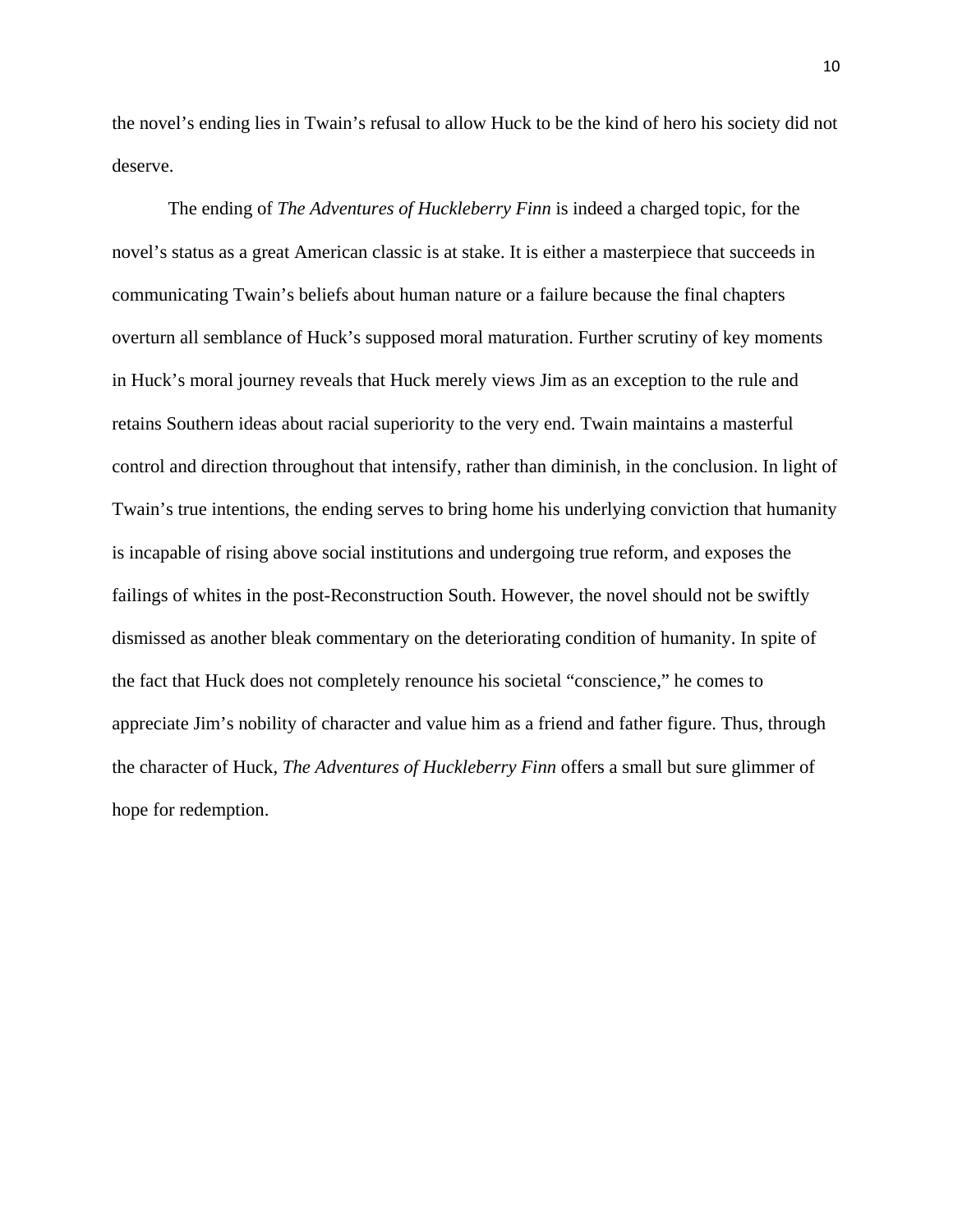the novel's ending lies in Twain's refusal to allow Huck to be the kind of hero his society did not deserve.

The ending of *The Adventures of Huckleberry Finn* is indeed a charged topic, for the novel's status as a great American classic is at stake. It is either a masterpiece that succeeds in communicating Twain's beliefs about human nature or a failure because the final chapters overturn all semblance of Huck's supposed moral maturation. Further scrutiny of key moments in Huck's moral journey reveals that Huck merely views Jim as an exception to the rule and retains Southern ideas about racial superiority to the very end. Twain maintains a masterful control and direction throughout that intensify, rather than diminish, in the conclusion. In light of Twain's true intentions, the ending serves to bring home his underlying conviction that humanity is incapable of rising above social institutions and undergoing true reform, and exposes the failings of whites in the post-Reconstruction South. However, the novel should not be swiftly dismissed as another bleak commentary on the deteriorating condition of humanity. In spite of the fact that Huck does not completely renounce his societal "conscience," he comes to appreciate Jim's nobility of character and value him as a friend and father figure. Thus, through the character of Huck, *The Adventures of Huckleberry Finn* offers a small but sure glimmer of hope for redemption.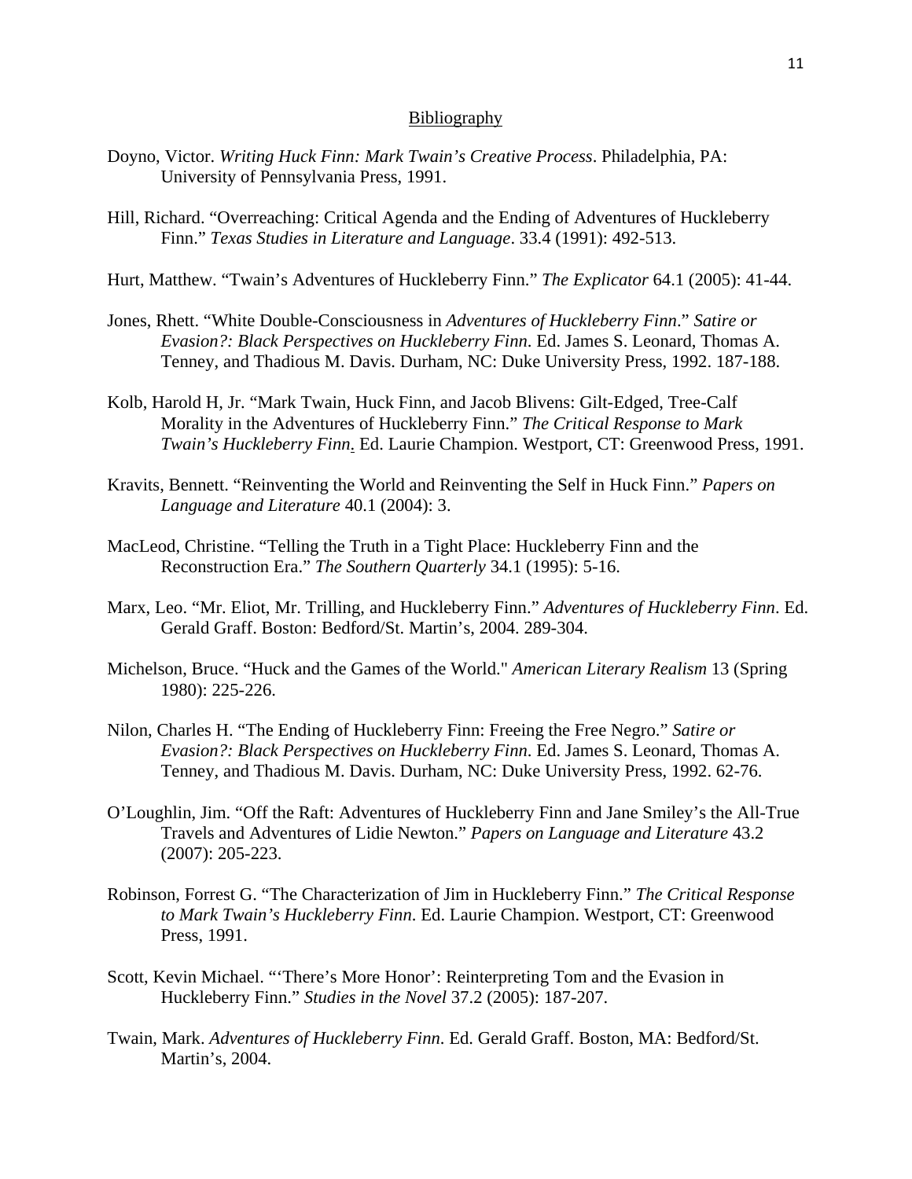## Bibliography

Doyno, Victor. *Writing Huck Finn: Mark Twain's Creative Process*. Philadelphia, PA: University of Pennsylvania Press, 1991.

Hill, Richard. "Overreaching: Critical Agenda and the Ending of Adventures of Huckleberry Finn." *Texas Studies in Literature and Language*. 33.4 (1991): 492-513.

Hurt, Matthew. "Twain's Adventures of Huckleberry Finn." *The Explicator* 64.1 (2005): 41-44.

Jones, Rhett. "White Double-Consciousness in *Adventures of Huckleberry Finn*." *Satire or Evasion?: Black Perspectives on Huckleberry Finn*. Ed. James S. Leonard, Thomas A. Tenney, and Thadious M. Davis. Durham, NC: Duke University Press, 1992. 187-188.

Kolb, Harold H, Jr. "Mark Twain, Huck Finn, and Jacob Blivens: Gilt-Edged, Tree-Calf Morality in the Adventures of Huckleberry Finn." *The Critical Response to Mark Twain's Huckleberry Finn*. Ed. Laurie Champion. Westport, CT: Greenwood Press, 1991.

Kravits, Bennett. "Reinventing the World and Reinventing the Self in Huck Finn." *Papers on Language and Literature* 40.1 (2004): 3.

MacLeod, Christine. "Telling the Truth in a Tight Place: Huckleberry Finn and the Reconstruction Era." *The Southern Quarterly* 34.1 (1995): 5-16.

Marx, Leo. "Mr. Eliot, Mr. Trilling, and Huckleberry Finn." *Adventures of Huckleberry Finn*. Ed. Gerald Graff. Boston: Bedford/St. Martin's, 2004. 289-304.

Michelson, Bruce. "Huck and the Games of the World." *American Literary Realism* 13 (Spring 1980): 225-226.

Nilon, Charles H. "The Ending of Huckleberry Finn: Freeing the Free Negro." *Satire or Evasion?: Black Perspectives on Huckleberry Finn*. Ed. James S. Leonard, Thomas A. Tenney, and Thadious M. Davis. Durham, NC: Duke University Press, 1992. 62-76.

O'Loughlin, Jim. "Off the Raft: Adventures of Huckleberry Finn and Jane Smiley's the All-True Travels and Adventures of Lidie Newton." *Papers on Language and Literature* 43.2 (2007): 205-223.

Robinson, Forrest G. "The Characterization of Jim in Huckleberry Finn." *The Critical Response to Mark Twain's Huckleberry Finn*. Ed. Laurie Champion. Westport, CT: Greenwood Press, 1991.

Scott, Kevin Michael. "'There's More Honor': Reinterpreting Tom and the Evasion in Huckleberry Finn." *Studies in the Novel* 37.2 (2005): 187-207.

Twain, Mark. *Adventures of Huckleberry Finn*. Ed. Gerald Graff. Boston, MA: Bedford/St. Martin's, 2004.